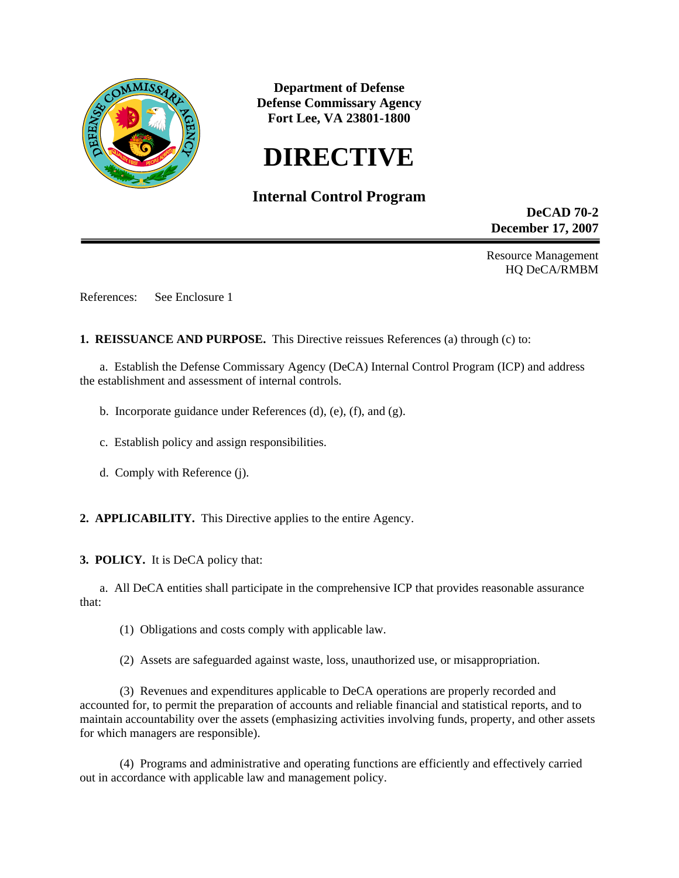**Department of Defense**
**Defense Commissary Agency**
**Fort Lee, VA 23801-1800**

# DIRECTIVE

## Internal Control Program

**DeCAD 70-2**
**December 17, 2007**

---

Resource Management
HQ DeCA/RMBM

References: See Enclosure 1

**1. REISSUANCE AND PURPOSE.** This Directive reissues References (a) through (c) to:

a. Establish the Defense Commissary Agency (DeCA) Internal Control Program (ICP) and address the establishment and assessment of internal controls.

b. Incorporate guidance under References (d), (e), (f), and (g).

c. Establish policy and assign responsibilities.

d. Comply with Reference (j).

**2. APPLICABILITY.** This Directive applies to the entire Agency.

**3. POLICY.** It is DeCA policy that:

a. All DeCA entities shall participate in the comprehensive ICP that provides reasonable assurance that:

(1) Obligations and costs comply with applicable law.

(2) Assets are safeguarded against waste, loss, unauthorized use, or misappropriation.

(3) Revenues and expenditures applicable to DeCA operations are properly recorded and accounted for, to permit the preparation of accounts and reliable financial and statistical reports, and to maintain accountability over the assets (emphasizing activities involving funds, property, and other assets for which managers are responsible).

(4) Programs and administrative and operating functions are efficiently and effectively carried out in accordance with applicable law and management policy.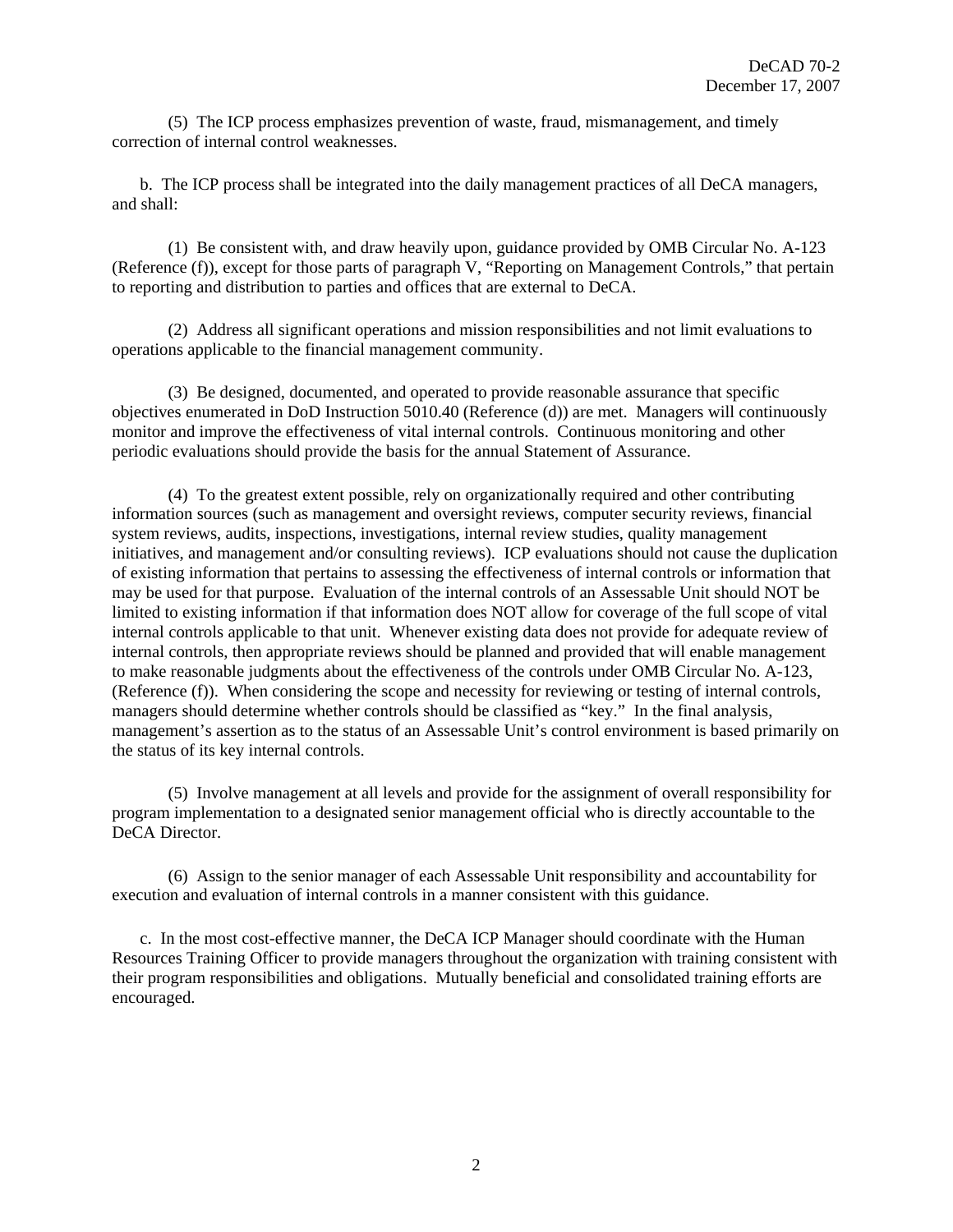(5) The ICP process emphasizes prevention of waste, fraud, mismanagement, and timely correction of internal control weaknesses.

b. The ICP process shall be integrated into the daily management practices of all DeCA managers, and shall:

(1) Be consistent with, and draw heavily upon, guidance provided by OMB Circular No. A-123 (Reference (f)), except for those parts of paragraph V, "Reporting on Management Controls," that pertain to reporting and distribution to parties and offices that are external to DeCA.

(2) Address all significant operations and mission responsibilities and not limit evaluations to operations applicable to the financial management community.

(3) Be designed, documented, and operated to provide reasonable assurance that specific objectives enumerated in DoD Instruction 5010.40 (Reference (d)) are met. Managers will continuously monitor and improve the effectiveness of vital internal controls. Continuous monitoring and other periodic evaluations should provide the basis for the annual Statement of Assurance.

(4) To the greatest extent possible, rely on organizationally required and other contributing information sources (such as management and oversight reviews, computer security reviews, financial system reviews, audits, inspections, investigations, internal review studies, quality management initiatives, and management and/or consulting reviews). ICP evaluations should not cause the duplication of existing information that pertains to assessing the effectiveness of internal controls or information that may be used for that purpose. Evaluation of the internal controls of an Assessable Unit should NOT be limited to existing information if that information does NOT allow for coverage of the full scope of vital internal controls applicable to that unit. Whenever existing data does not provide for adequate review of internal controls, then appropriate reviews should be planned and provided that will enable management to make reasonable judgments about the effectiveness of the controls under OMB Circular No. A-123, (Reference (f)). When considering the scope and necessity for reviewing or testing of internal controls, managers should determine whether controls should be classified as "key." In the final analysis, management's assertion as to the status of an Assessable Unit's control environment is based primarily on the status of its key internal controls.

(5) Involve management at all levels and provide for the assignment of overall responsibility for program implementation to a designated senior management official who is directly accountable to the DeCA Director.

(6) Assign to the senior manager of each Assessable Unit responsibility and accountability for execution and evaluation of internal controls in a manner consistent with this guidance.

c. In the most cost-effective manner, the DeCA ICP Manager should coordinate with the Human Resources Training Officer to provide managers throughout the organization with training consistent with their program responsibilities and obligations. Mutually beneficial and consolidated training efforts are encouraged.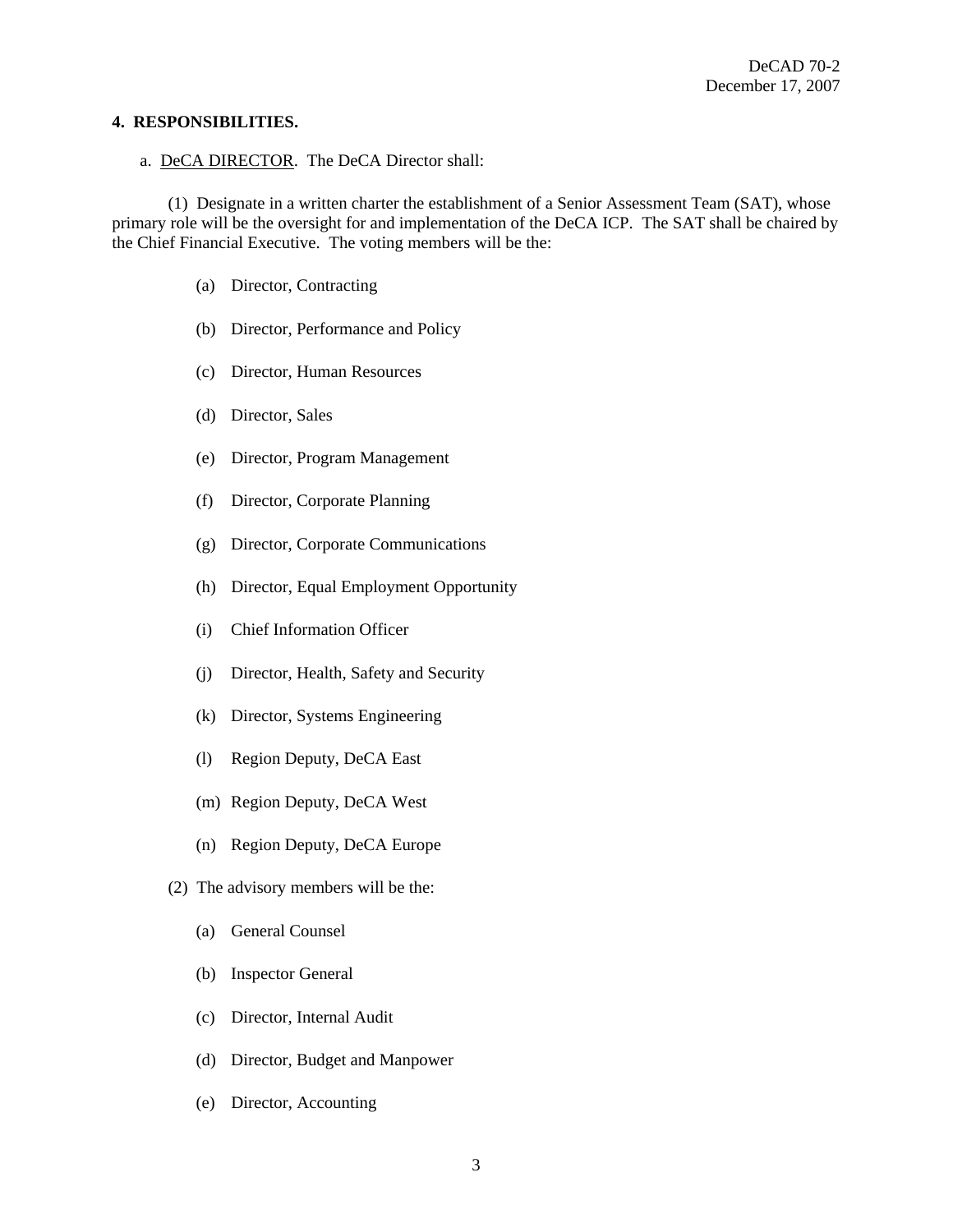**4. RESPONSIBILITIES.**

a. <u>DeCA DIRECTOR</u>. The DeCA Director shall:

(1) Designate in a written charter the establishment of a Senior Assessment Team (SAT), whose primary role will be the oversight for and implementation of the DeCA ICP. The SAT shall be chaired by the Chief Financial Executive. The voting members will be the:

(a) Director, Contracting

(b) Director, Performance and Policy

(c) Director, Human Resources

(d) Director, Sales

(e) Director, Program Management

(f) Director, Corporate Planning

(g) Director, Corporate Communications

(h) Director, Equal Employment Opportunity

(i) Chief Information Officer

(j) Director, Health, Safety and Security

(k) Director, Systems Engineering

(l) Region Deputy, DeCA East

(m) Region Deputy, DeCA West

(n) Region Deputy, DeCA Europe

(2) The advisory members will be the:

(a) General Counsel

(b) Inspector General

(c) Director, Internal Audit

(d) Director, Budget and Manpower

(e) Director, Accounting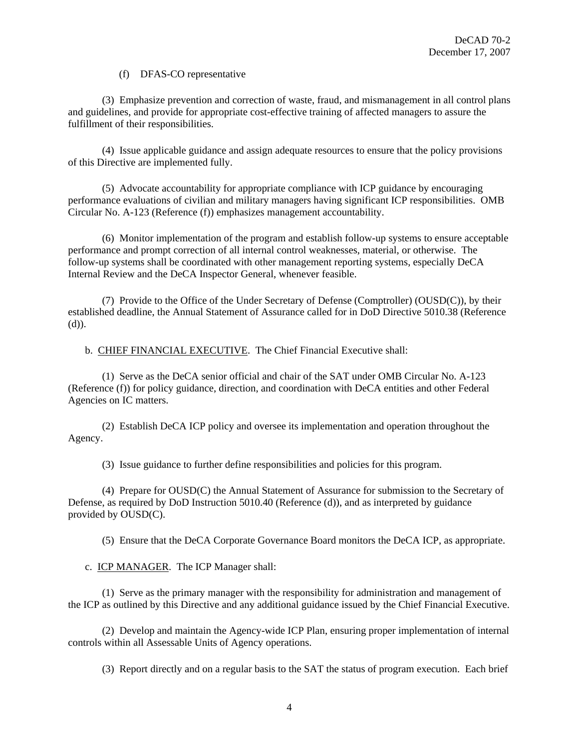(f) DFAS-CO representative

(3) Emphasize prevention and correction of waste, fraud, and mismanagement in all control plans and guidelines, and provide for appropriate cost-effective training of affected managers to assure the fulfillment of their responsibilities.

(4) Issue applicable guidance and assign adequate resources to ensure that the policy provisions of this Directive are implemented fully.

(5) Advocate accountability for appropriate compliance with ICP guidance by encouraging performance evaluations of civilian and military managers having significant ICP responsibilities. OMB Circular No. A-123 (Reference (f)) emphasizes management accountability.

(6) Monitor implementation of the program and establish follow-up systems to ensure acceptable performance and prompt correction of all internal control weaknesses, material, or otherwise. The follow-up systems shall be coordinated with other management reporting systems, especially DeCA Internal Review and the DeCA Inspector General, whenever feasible.

(7) Provide to the Office of the Under Secretary of Defense (Comptroller) (OUSD(C)), by their established deadline, the Annual Statement of Assurance called for in DoD Directive 5010.38 (Reference (d)).

b. <u>CHIEF FINANCIAL EXECUTIVE</u>. The Chief Financial Executive shall:

(1) Serve as the DeCA senior official and chair of the SAT under OMB Circular No. A-123 (Reference (f)) for policy guidance, direction, and coordination with DeCA entities and other Federal Agencies on IC matters.

(2) Establish DeCA ICP policy and oversee its implementation and operation throughout the Agency.

(3) Issue guidance to further define responsibilities and policies for this program.

(4) Prepare for OUSD(C) the Annual Statement of Assurance for submission to the Secretary of Defense, as required by DoD Instruction 5010.40 (Reference (d)), and as interpreted by guidance provided by OUSD(C).

(5) Ensure that the DeCA Corporate Governance Board monitors the DeCA ICP, as appropriate.

c. <u>ICP MANAGER</u>. The ICP Manager shall:

(1) Serve as the primary manager with the responsibility for administration and management of the ICP as outlined by this Directive and any additional guidance issued by the Chief Financial Executive.

(2) Develop and maintain the Agency-wide ICP Plan, ensuring proper implementation of internal controls within all Assessable Units of Agency operations.

(3) Report directly and on a regular basis to the SAT the status of program execution. Each brief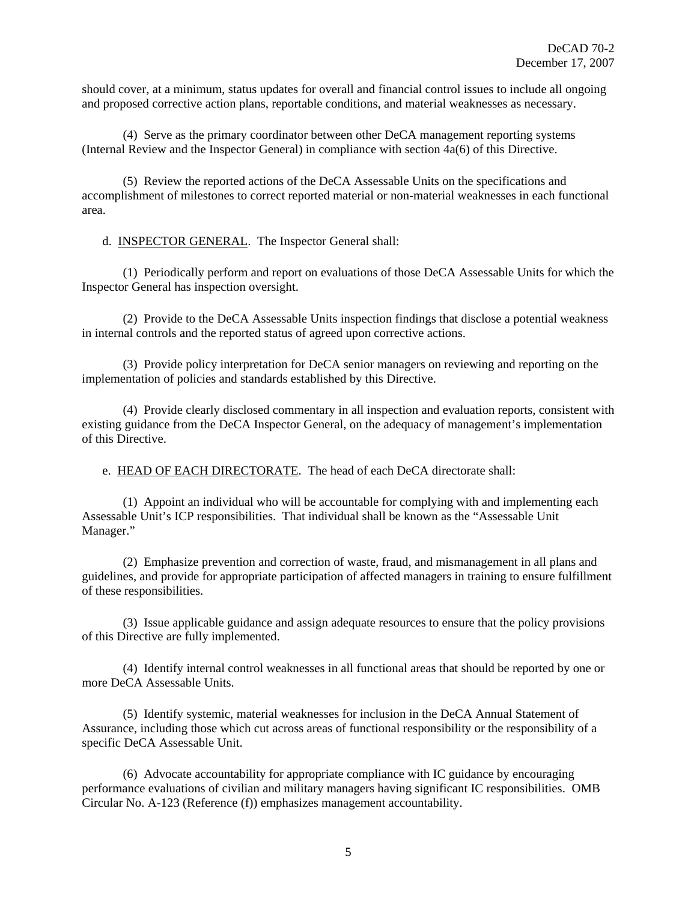should cover, at a minimum, status updates for overall and financial control issues to include all ongoing and proposed corrective action plans, reportable conditions, and material weaknesses as necessary.

(4) Serve as the primary coordinator between other DeCA management reporting systems (Internal Review and the Inspector General) in compliance with section 4a(6) of this Directive.

(5) Review the reported actions of the DeCA Assessable Units on the specifications and accomplishment of milestones to correct reported material or non-material weaknesses in each functional area.

d. INSPECTOR GENERAL. The Inspector General shall:

(1) Periodically perform and report on evaluations of those DeCA Assessable Units for which the Inspector General has inspection oversight.

(2) Provide to the DeCA Assessable Units inspection findings that disclose a potential weakness in internal controls and the reported status of agreed upon corrective actions.

(3) Provide policy interpretation for DeCA senior managers on reviewing and reporting on the implementation of policies and standards established by this Directive.

(4) Provide clearly disclosed commentary in all inspection and evaluation reports, consistent with existing guidance from the DeCA Inspector General, on the adequacy of management's implementation of this Directive.

e. HEAD OF EACH DIRECTORATE. The head of each DeCA directorate shall:

(1) Appoint an individual who will be accountable for complying with and implementing each Assessable Unit's ICP responsibilities. That individual shall be known as the "Assessable Unit Manager."

(2) Emphasize prevention and correction of waste, fraud, and mismanagement in all plans and guidelines, and provide for appropriate participation of affected managers in training to ensure fulfillment of these responsibilities.

(3) Issue applicable guidance and assign adequate resources to ensure that the policy provisions of this Directive are fully implemented.

(4) Identify internal control weaknesses in all functional areas that should be reported by one or more DeCA Assessable Units.

(5) Identify systemic, material weaknesses for inclusion in the DeCA Annual Statement of Assurance, including those which cut across areas of functional responsibility or the responsibility of a specific DeCA Assessable Unit.

(6) Advocate accountability for appropriate compliance with IC guidance by encouraging performance evaluations of civilian and military managers having significant IC responsibilities. OMB Circular No. A-123 (Reference (f)) emphasizes management accountability.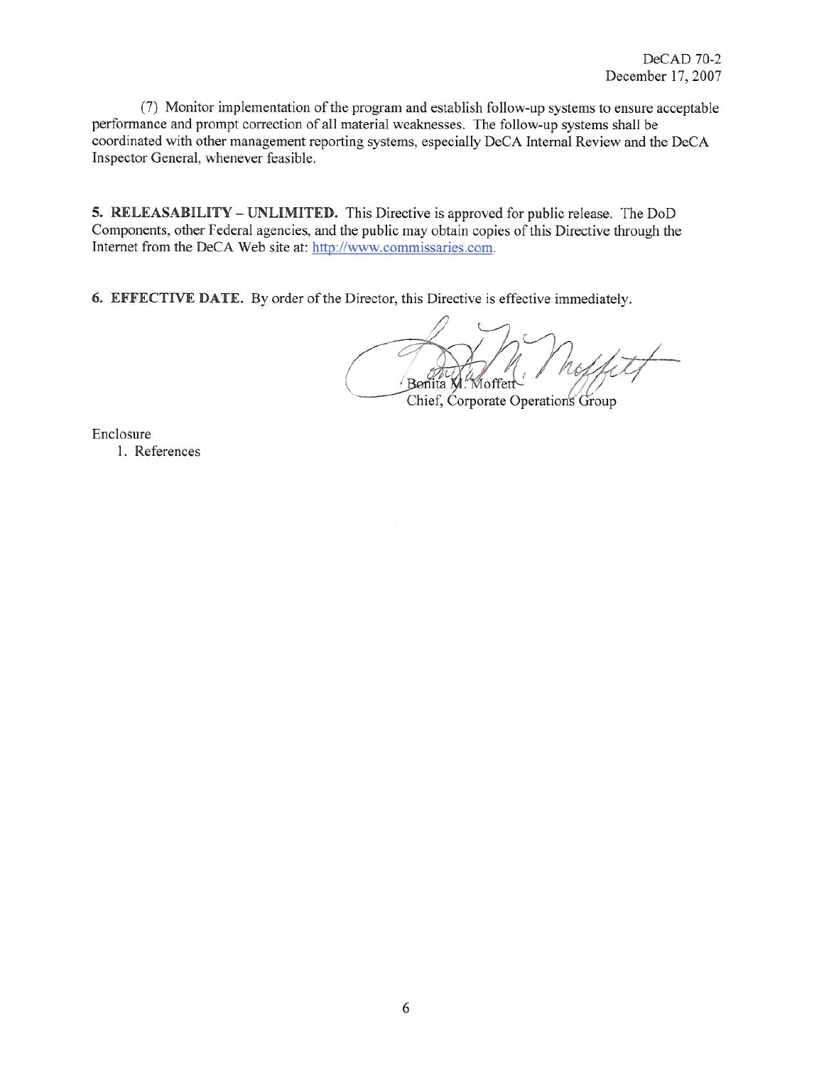(7) Monitor implementation of the program and establish follow-up systems to ensure acceptable performance and prompt correction of all material weaknesses. The follow-up systems shall be coordinated with other management reporting systems, especially DeCA Internal Review and the DeCA Inspector General, whenever feasible.

**5. RELEASABILITY – UNLIMITED.** This Directive is approved for public release. The DoD Components, other Federal agencies, and the public may obtain copies of this Directive through the Internet from the DeCA Web site at: http://www.commissaries.com.

**6. EFFECTIVE DATE.** By order of the Director, this Directive is effective immediately.

Bonita M. Moffett
Chief, Corporate Operations Group

Enclosure
1. References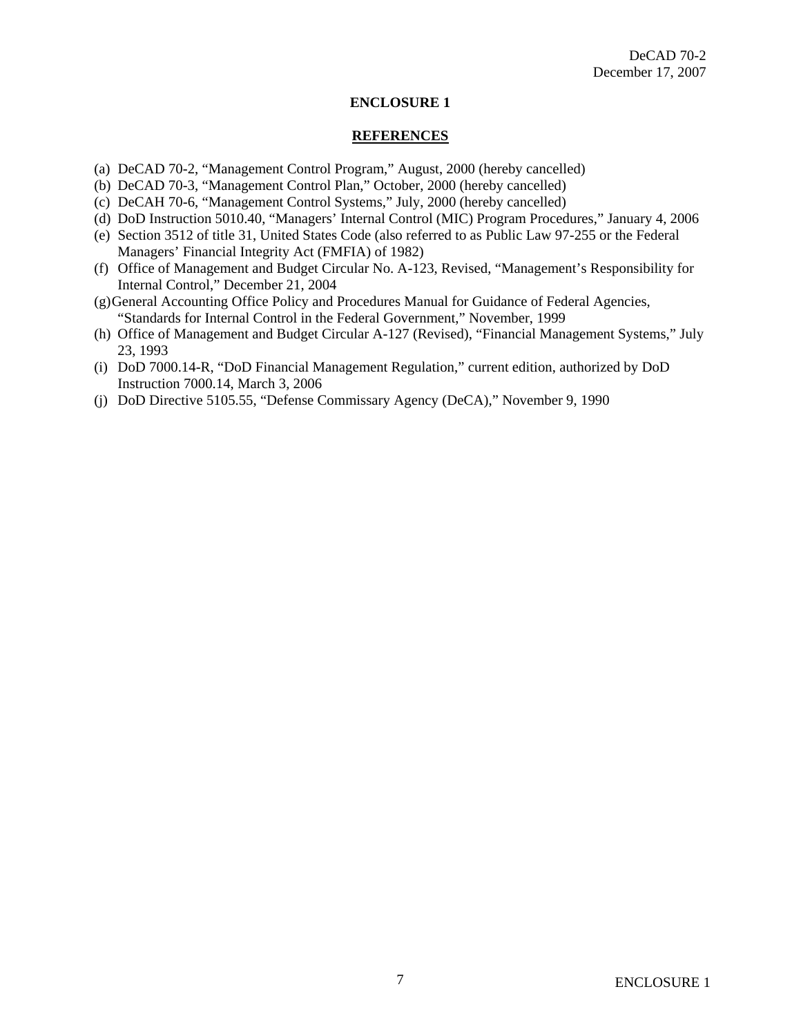## ENCLOSURE 1

## REFERENCES

(a) DeCAD 70-2, "Management Control Program," August, 2000 (hereby cancelled)
(b) DeCAD 70-3, "Management Control Plan," October, 2000 (hereby cancelled)
(c) DeCAH 70-6, "Management Control Systems," July, 2000 (hereby cancelled)
(d) DoD Instruction 5010.40, "Managers' Internal Control (MIC) Program Procedures," January 4, 2006
(e) Section 3512 of title 31, United States Code (also referred to as Public Law 97-255 or the Federal Managers' Financial Integrity Act (FMFIA) of 1982)
(f) Office of Management and Budget Circular No. A-123, Revised, "Management's Responsibility for Internal Control," December 21, 2004
(g) General Accounting Office Policy and Procedures Manual for Guidance of Federal Agencies, "Standards for Internal Control in the Federal Government," November, 1999
(h) Office of Management and Budget Circular A-127 (Revised), "Financial Management Systems," July 23, 1993
(i) DoD 7000.14-R, "DoD Financial Management Regulation," current edition, authorized by DoD Instruction 7000.14, March 3, 2006
(j) DoD Directive 5105.55, "Defense Commissary Agency (DeCA)," November 9, 1990